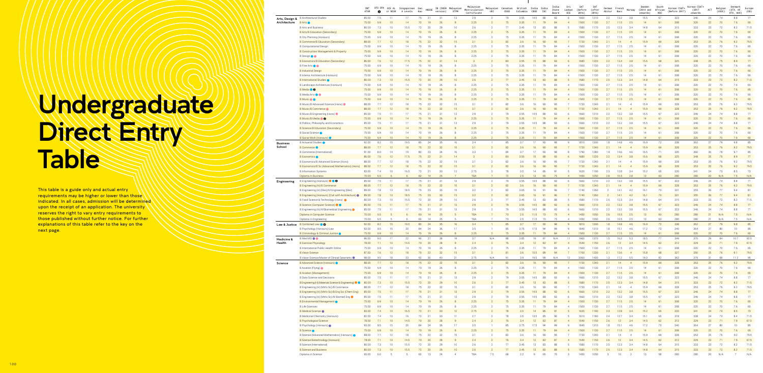# Undergraduate Direct Entry Table

This table is a guide only and actual entry requirements may be higher or lower than those indicated. In all cases, admission will be determined upon the receipt of an application. The university reserves the right to vary entry requirements to those published without further notice. For further explanations of this table refer to the key on the next page.

| | | INT ATAR | UFO UFA ❶ | GCE AL or NCUK | Singaporean A Levels | Gao Kao | HKDSE | IB (2020 version) | Malaysian STPM | Malaysian Matriculation Certificate | Malaysian UEC | Canadian OSSD | British Columbia | India CBSE | India ISC | India State Board | Sri Lankan GCE | SAT (before 2016) | SAT (after 2016) | German Abitur | French Bacc | Norway | Sweden (2014 and onwards) | South African NSC | Korean CSAT+ (Before 2017) | Korean CSAT+ (2017 onwards) | ACT | Belgian (CESS) | Denmark (STX, HTX, HHX) | Europe (EB) |
|---|---|---|---|---|---|---|---|---|---|---|---|---|---|---|---|---|---|---|---|---|---|---|---|---|---|---|---|---|---|---|
| Arts, Design & Architecture | B Architectural Studies | 85.00 | 7.5 | 11 | 17 | 75 | 21 | 31 | 13 | 2.9 | 2 | 79 | 3.55 | 14.5 | 88 | 93 | 6 | 1660 | 1210 | 2.2 | 13.2 | 3.8 | 15.5 | 67 | 323 | 346 | 24 | 74 | 8.8 | 77 |
| | B Arts ● | 75.00 | 6.9 | 10 | 14 | 70 | 19 | 26 | 8 | 2.25 | 2 | 75 | 3.35 | 11 | 79 | 84 | 4 | 1500 | 1130 | 2.7 | 11.5 | 2.5 | 14 | 61 | 308 | 320 | 22 | 70 | 7.6 | 65 |
| | B Arts and Business | 80.00 | 7.3 | 10 | 15.5 | 72 | 20 | 29 | 10 | 2.6 | 2 | 77 | 3.45 | 13 | 83 | 88 | 5 | 1580 | 1170 | 2.5 | 12.3 | 3.4 | 14.8 | 64 | 315 | 333 | 23 | 72 | 8.2 | 71.5 |
| | B Arts/B Education (Secondary) | 75.00 | 6.9 | 10 | 14 | 70 | 19 | 26 | 8 | 2.25 | 2 | 75 | 3.35 | 11 | 79 | 84 | 4 | 1500 | 1130 | 2.7 | 11.5 | 2.5 | 14 | 61 | 308 | 320 | 22 | 70 | 7.6 | 65 |
| | B City Planning (Honours) | 75.00 | 6.9 | 10 | 14 | 70 | 19 | 26 | 8 | 2.25 | 2 | 75 | 3.35 | 11 | 79 | 84 | 4 | 1500 | 1130 | 2.7 | 11.5 | 2.5 | 14 | 61 | 308 | 320 | 22 | 70 | 7.6 | 65 |
| | B Commerce/B Education (Secondary) | 88.00 | 7.7 | 12 | 18 | 75 | 22 | 32 | 15 | 3.1 | 2 | 82 | 3.6 | 16 | 90 | 95 | 7 | 1720 | 1240 | 2.1 | 14 | 4 | 15.9 | 69 | 328 | 353 | 25 | 76 | 9.2 | 79.5 |
| | B Computational Design | 75.00 | 6.9 | 10 | 14 | 70 | 19 | 26 | 8 | 2.25 | 2 | 75 | 3.35 | 11 | 79 | 84 | 4 | 1500 | 1130 | 2.7 | 11.5 | 2.5 | 14 | 61 | 308 | 320 | 22 | 70 | 7.6 | 65 |
| | B Construction Management & Property | 75.00 | 6.9 | 10 | 14 | 70 | 19 | 26 | 8 | 2.25 | 2 | 75 | 3.35 | 11 | 79 | 84 | 4 | 1500 | 1130 | 2.7 | 11.5 | 2.5 | 14 | 61 | 308 | 320 | 22 | 70 | 7.6 | 65 |
| | B Design ●● | 75.00 | 6.9 | 10 | 14 | 70 | 19 | 26 | 8 | 2.25 | 2 | 75 | 3.35 | 11 | 79 | 84 | 4 | 1500 | 1130 | 2.7 | 11.5 | 2.5 | 14 | 61 | 308 | 320 | 22 | 70 | 7.6 | 65 |
| | B Economics/B Education (Secondary) | 86.00 | 7.6 | 12 | 17.5 | 75 | 22 | 31 | 14 | 3 | 2 | 80 | 3.55 | 15 | 88 | 93 | 6 | 1680 | 1220 | 2.2 | 13.4 | 3.8 | 15.6 | 68 | 325 | 348 | 25 | 75 | 8.9 | 77 |
| | B Fine Arts ●● | 75.00 | 6.9 | 10 | 14 | 70 | 19 | 26 | 8 | 2.25 | 2 | 75 | 3.35 | 11 | 79 | 84 | 4 | 1500 | 1130 | 2.7 | 11.5 | 2.5 | 14 | 61 | 308 | 320 | 22 | 70 | 7.6 | 65 |
| | B Industrial Design | 75.00 | 6.9 | 10 | 14 | 70 | 19 | 26 | 8 | 2.25 | 2 | 75 | 3.35 | 11 | 79 | 84 | 4 | 1500 | 1130 | 2.7 | 11.5 | 2.5 | 14 | 61 | 308 | 320 | 22 | 70 | 7.6 | 65 |
| | B Interior Architecture (Honours) | 75.00 | 6.9 | 10 | 14 | 70 | 19 | 26 | 8 | 2.25 | 2 | 75 | 3.35 | 11 | 79 | 84 | 4 | 1500 | 1130 | 2.7 | 11.5 | 2.5 | 14 | 61 | 308 | 320 | 22 | 70 | 7.6 | 65 |
| | B International Studies ● | 80.00 | 7.3 | 10 | 15.5 | 72 | 20 | 29 | 10 | 2.6 | 2 | 77 | 3.45 | 13 | 83 | 88 | 5 | 1580 | 1170 | 2.5 | 12.3 | 3.4 | 14.8 | 64 | 315 | 333 | 23 | 72 | 8.2 | 71.5 |
| | B Landscape Architecture (Honours) | 75.00 | 6.9 | 10 | 14 | 70 | 19 | 26 | 8 | 2.25 | 2 | 75 | 3.35 | 11 | 79 | 84 | 4 | 1500 | 1130 | 2.7 | 11.5 | 2.5 | 14 | 61 | 308 | 320 | 22 | 70 | 7.6 | 65 |
| | B Media ●❷ | 75.00 | 6.9 | 10 | 14 | 70 | 19 | 26 | 8 | 2.25 | 2 | 75 | 3.35 | 11 | 79 | 84 | 4 | 1500 | 1130 | 2.7 | 11.5 | 2.5 | 14 | 61 | 308 | 320 | 22 | 70 | 7.6 | 65 |
| | B Media Arts ● | 75.00 | 6.9 | 10 | 14 | 70 | 19 | 26 | 8 | 2.25 | 2 | 75 | 3.35 | 11 | 79 | 84 | 4 | 1500 | 1130 | 2.7 | 11.5 | 2.5 | 14 | 61 | 308 | 320 | 22 | 70 | 7.6 | 65 |
| | B Music ● | 75.00 | 6.9 | 10 | 14 | 70 | 19 | 26 | 8 | 2.25 | 2 | 75 | 3.35 | 11 | 79 | 84 | 4 | 1500 | 1130 | 2.7 | 11.5 | 2.5 | 14 | 61 | 308 | 320 | 22 | 70 | 7.6 | 65 |
| | B Music/B Advanced Science (Hons) ● | 88.00 | 7.7 | 12 | 18 | 75 | 22 | 32 | 15 | 3.1 | 2 | 82 | 3.6 | 16 | 90 | 95 | 7 | 1720 | 1240 | 2.1 | 14 | 4 | 15.9 | 69 | 328 | 353 | 25 | 76 | 9.2 | 79.5 |
| | B Music/B Commerce ● | 88.00 | 7.7 | 12 | 18 | 75 | 22 | 32 | 15 | 3.1 | 2 | 82 | 3.6 | 16 | 90 | 95 | 7 | 1720 | 1240 | 2.1 | 14 | 4 | 15.9 | 69 | 328 | 353 | 25 | 76 | 9.2 | 79.5 |
| | B Music/B Engineering (Hons) ● | 85.00 | 7.5 | 11 | 17 | 75 | 21 | 31 | 13 | 2.9 | 2 | 79 | 3.55 | 14.5 | 88 | 93 | 6 | 1660 | 1210 | 2.2 | 13.2 | 3.8 | 15.5 | 67 | 323 | 346 | 24 | 74 | 8.8 | 77 |
| | B Music/B Media ●❷ | 75.00 | 6.9 | 10 | 14 | 70 | 19 | 26 | 8 | 2.25 | 2 | 75 | 3.35 | 11 | 79 | 84 | 4 | 1500 | 1130 | 2.7 | 11.5 | 2.5 | 14 | 61 | 308 | 320 | 22 | 70 | 7.6 | 65 |
| | B Politics, Philosophy and Economics | 85.00 | 7.5 | 11 | 17 | 75 | 21 | 31 | 13 | 2.9 | 2 | 79 | 3.55 | 14.5 | 88 | 93 | 6 | 1660 | 1210 | 2.2 | 13.2 | 3.8 | 15.5 | 67 | 323 | 346 | 24 | 74 | 8.8 | 77 |
| | B Science/B Education (Secondary) | 75.00 | 6.9 | 10 | 14 | 70 | 19 | 26 | 8 | 2.25 | 2 | 75 | 3.35 | 11 | 79 | 84 | 4 | 1500 | 1130 | 2.7 | 11.5 | 2.5 | 14 | 61 | 308 | 320 | 22 | 70 | 7.6 | 65 |
| | B Social Science ● | 75.00 | 6.9 | 10 | 14 | 70 | 19 | 26 | 8 | 2.25 | 2 | 75 | 3.35 | 11 | 79 | 84 | 4 | 1500 | 1130 | 2.7 | 11.5 | 2.5 | 14 | 61 | 308 | 320 | 22 | 70 | 7.6 | 65 |
| | B Social Work (Honours) ● | 75.00 | 6.9 | 10 | 14 | 70 | 19 | 26 | 8 | 2.25 | 2 | 75 | 3.35 | 11 | 79 | 84 | 4 | 1500 | 1130 | 2.7 | 11.5 | 2.5 | 14 | 61 | 308 | 320 | 22 | 70 | 7.6 | 65 |
| Business School | B Actuarial Studies ● | 92.00 | 8.2 | 15 | 19.5 | 80 | 24 | 35 | 16 | 3.4 | 1 | 85 | 3.7 | 17 | 92 | 98 | 9 | 1810 | 1300 | 1.8 | 14.8 | 4.6 | 16.9 | 72 | 338 | 362 | 27 | 79 | 9.8 | 85 |
| | B Commerce ● | 88.00 | 7.7 | 12 | 18 | 75 | 22 | 32 | 15 | 3.1 | 2 | 82 | 3.6 | 16 | 90 | 95 | 7 | 1720 | 1240 | 2.1 | 14 | 4 | 15.9 | 69 | 328 | 353 | 25 | 76 | 9.2 | 79.5 |
| | B Commerce (International) | 91.00 | 8.0 | 14 | 19 | 80 | 23 | 34 | 16 | 3.3 | 1 | 84 | 3.7 | 17 | 92 | 98 | 8 | 1790 | 1280 | 1.9 | 14.6 | 4.6 | 16.5 | 71 | 335 | 360 | 26 | 78 | 9.7 | 85 |
| | B Economics ● | 86.00 | 7.6 | 12 | 17.5 | 75 | 22 | 31 | 14 | 3 | 2 | 80 | 3.55 | 15 | 88 | 93 | 6 | 1680 | 1220 | 2.2 | 13.4 | 3.8 | 15.6 | 68 | 325 | 348 | 25 | 75 | 8.9 | 77 |
| | B Economics/B Advanced Science (Hons) | 88.00 | 7.7 | 12 | 18 | 75 | 22 | 32 | 15 | 3.1 | 2 | 82 | 3.6 | 16 | 90 | 95 | 7 | 1720 | 1240 | 2.1 | 14 | 4 | 15.9 | 69 | 328 | 353 | 25 | 76 | 9.2 | 79.5 |
| | B Economics/B Sc (Advanced Mathematics) (Hons) | 88.00 | 7.7 | 12 | 18 | 75 | 22 | 32 | 15 | 3.1 | 2 | 82 | 3.6 | 16 | 90 | 95 | 7 | 1720 | 1240 | 2.1 | 14 | 4 | 15.9 | 69 | 328 | 353 | 25 | 76 | 9.2 | 79.5 |
| | B Information Systems | 83.00 | 7.4 | 10 | 16.5 | 72 | 21 | 30 | 12 | 2.75 | 3 | 78 | 3.5 | 14 | 85 | 91 | 5 | 1620 | 1190 | 2.3 | 12.8 | 3.4 | 15.2 | 65 | 320 | 341 | 24 | 73 | 8.5 | 73 |
| | Diploma in Business | 70.00 | 6.5 | 8 | 6 | 60 | 14 | 25 | 7 | TBA | 7 | 72 | 2.5 | 13 | 82 | 75 | 4 | 1450 | 1050 | 2.6 | 10.5 | 2.5 | 12 | 60 | 280 | 280 | 20 | N/A | 7.5 | N/A |
| Engineering | B Engineering (Honours) ●●❸ | 85.00 | 7.5 | 11 | 17 | 75 | 21 | 31 | 13 | 2.9 | 2 | 79 | 3.55 | 14.5 | 88 | 93 | 6 | 1660 | 1210 | 2.2 | 13.2 | 3.8 | 15.5 | 67 | 323 | 346 | 24 | 74 | 8.8 | 77 |
| | B Engineering (H)/B Commerce | 88.00 | 7.7 | 12 | 18 | 75 | 22 | 32 | 15 | 3.1 | 2 | 82 | 3.6 | 16 | 90 | 95 | 7 | 1720 | 1240 | 2.1 | 14 | 4 | 15.9 | 69 | 328 | 353 | 25 | 76 | 9.2 | 79.5 |
| | B Engineering (H) (Elect)/M Engineering (Elec) | 89.00 | 7.8 | 13 | 18.5 | 75 | 23 | 32 | 15 | 3.2 | 2 | 82 | 3.65 | 16 | 91 | 96 | 7 | 1740 | 1260 | 2 | 14.1 | 4.2 | 16.1 | 70 | 331 | 355 | 26 | 77 | 9.4 | 81 |
| | B Engineering (Honours) (Civil with Architecture) ● | 89.00 | 7.8 | 13 | 18.5 | 75 | 23 | 32 | 15 | 3.2 | 2 | 82 | 3.65 | 16 | 91 | 96 | 7 | 1740 | 1260 | 2 | 14.1 | 4.2 | 16.1 | 70 | 331 | 355 | 26 | 77 | 9.4 | 81 |
| | B Food Science & Technology (Hons) ● | 80.00 | 7.3 | 10 | 15.5 | 72 | 20 | 29 | 10 | 2.6 | 2 | 77 | 3.45 | 13 | 83 | 88 | 5 | 1580 | 1170 | 2.5 | 12.3 | 3.4 | 14.8 | 64 | 315 | 333 | 23 | 72 | 8.2 | 71.5 |
| | B Science (Computer Science) ●● | 85.00 | 7.5 | 11 | 17 | 75 | 21 | 31 | 13 | 2.9 | 2 | 79 | 3.55 | 14.5 | 88 | 93 | 6 | 1660 | 1210 | 2.2 | 13.2 | 3.8 | 15.5 | 67 | 323 | 346 | 24 | 74 | 8.8 | 77 |
| | B Engineering (H)/M Biomedical Engineering ● | 85.00 | 7.5 | 11 | 17 | 75 | 21 | 31 | 13 | 2.9 | 2 | 79 | 3.55 | 14.5 | 88 | 93 | 6 | 1660 | 1210 | 2.2 | 13.2 | 3.8 | 15.5 | 67 | 323 | 346 | 24 | 74 | 8.8 | 77 |
| | Diploma in Computer Science | 70.00 | 6.5 | 5 | 6 | 60 | 14 | 25 | 5 | TBA | 7 | 70 | 2.5 | 11.5 | 70 | 75 | 4 | 1450 | 1050 | 2.6 | 10.5 | 2.5 | 13 | 60 | 280 | 280 | 21 | N/A | 7.5 | N/A |
| | Diploma in Engineering | 70.00 | 6.5 | 5 | 6 | 60 | 14 | 25 | 5 | TBA | 7 | 72 | 2.5 | 11.5 | 70 | 75 | 4 | 1450 | 1050 | 2.6 | 10.5 | 2.5 | 13 | 60 | 280 | 280 | 21 | N/A | 7.5 | N/A |
| Law & Justice | B Combined Law ●❹ | 92.00 | 8.2 | 15 | 19.5 | 80 | 24 | 35 | 16 | 3.4 | 1 | 85 | 3.7 | 17 | 92 | 98 | 9 | 1810 | 1300 | 1.8 | 14.8 | 4.6 | 16.9 | 72 | 338 | 362 | 27 | 79 | 9.8 | 85 |
| | B Psychology (Honours)/Law | 93.00 | 8.5 | 15 | 20 | 84 | 24 | 36 | 17 | 3.5 | 1 | 85 | 3.75 | 17.5 | 94 | 99 | 9 | 1840 | 1310 | 1.8 | 15.1 | 4.6 | 17.2 | 73 | 340 | 364 | 27 | 80 | 10 | 85 |
| | B Criminology & Criminal Justice ● | 75.00 | 6.9 | 10 | 14 | 70 | 19 | 26 | 8 | 2.25 | 2 | 75 | 3.35 | 11 | 79 | 84 | 4 | 1500 | 1130 | 2.7 | 11.5 | 2.5 | 14 | 61 | 308 | 320 | 22 | 70 | 7.6 | 65 |
| Medicine & Health | B Med MD ●● | 96.00 | 9.0 | 17 | 22 | 90 | 27 | 38 | 19 | 3.7 | N/A | 88 | 3.85 | 19 | 97 | N/A | 11 | 1960 | 1370 | 1.5 | 16.2 | 5.3 | 18.5 | 77 | 349 | 370 | 29 | 84 | 10.7 | 92.5 |
| | B Exercise Physiology | 78.00 | 7.1 | 10 | 14.5 | 70 | 20 | 28 | 9 | 2.4 | 2 | 76 | 3.4 | 12 | 82 | 87 | 4 | 1540 | 1150 | 2.6 | 12 | 3.4 | 14.5 | 62 | 312 | 329 | 23 | 71 | 7.9 | 67.5 |
| | B International Public Health Online | 75.00 | 6.9 | 10 | 14 | 70 | 19 | 26 | 8 | 2.25 | 2 | 75 | 3.35 | 11 | 79 | 84 | 4 | 1500 | 1130 | 2.7 | 11.5 | 2.5 | 14 | 61 | 308 | 320 | 22 | 70 | 7.6 | 65 |
| | B Vision Science | 87.00 | 7.6 | 12 | 18 | 75 | 22 | 32 | 15 | 3.1 | 2 | 81 | 3.6 | 15.5 | 89 | 94 | 7 | 1700 | 1230 | 2.1 | 13.6 | 4 | 15.8 | 68 | 327 | 350 | 25 | 76 | 9.1 | 79.5 |
| | B Vision Science/Master of Clinical Optometry ● | 98.00 | 9.5 | 18 | 23 | 90 | 28 | 40 | 21 | 3.75 | N/A | 91 | 3.9 | 19.5 | 99 | N/A | 12 | 2050 | 1430 | 1.3 | 17.2 | 5.5 | 19.3 | 82 | 363 | 376 | 31 | 88 | 11.2 | 95 |
| Science | B Advanced Science (Honours) ● | 88.00 | 7.7 | 12 | 18 | 75 | 22 | 32 | 15 | 3.1 | 2 | 82 | 3.6 | 16 | 90 | 95 | 7 | 1720 | 1240 | 2.1 | 14 | 4 | 15.9 | 69 | 328 | 353 | 25 | 76 | 9.2 | 79.5 |
| | B Aviation (Flying) ● | 75.00 | 6.9 | 10 | 14 | 70 | 19 | 26 | 8 | 2.25 | 2 | 75 | 3.35 | 11 | 79 | 84 | 4 | 1500 | 1130 | 2.7 | 11.5 | 2.5 | 14 | 61 | 308 | 320 | 22 | 70 | 7.6 | 65 |
| | B Aviation (Management) | 75.00 | 6.9 | 10 | 14 | 70 | 19 | 26 | 8 | 2.25 | 2 | 75 | 3.35 | 11 | 79 | 84 | 4 | 1500 | 1130 | 2.7 | 11.5 | 2.5 | 14 | 61 | 308 | 320 | 22 | 70 | 7.6 | 65 |
| | B Data Science and Decisions | 85.00 | 7.5 | 11 | 17 | 75 | 21 | 31 | 13 | 2.9 | 2 | 79 | 3.55 | 14.5 | 88 | 93 | 6 | 1660 | 1210 | 2.2 | 13.2 | 3.8 | 15.5 | 67 | 323 | 346 | 24 | 74 | 8.8 | 77 |
| | B Engineering (H) (Materials Science & Engineering) ●● | 80.00 | 7.3 | 10 | 15.5 | 72 | 20 | 29 | 10 | 2.6 | 2 | 77 | 3.45 | 13 | 83 | 88 | 5 | 1580 | 1170 | 2.5 | 12.3 | 3.4 | 14.8 | 64 | 315 | 333 | 23 | 72 | 8.2 | 71.5 |
| | B Engineering (H) (Mtrls Sc)/B Commerce | 88.00 | 7.7 | 12 | 18 | 75 | 22 | 32 | 15 | 3.1 | 2 | 82 | 3.6 | 16 | 90 | 95 | 7 | 1720 | 1240 | 2.1 | 14 | 4 | 15.9 | 69 | 328 | 353 | 25 | 76 | 9.2 | 79.5 |
| | B Engineering (H) (Mtrls Sc)/B Eng Sci (Chem Eng) | 85.00 | 7.5 | 11 | 17 | 75 | 21 | 31 | 13 | 2.9 | 2 | 79 | 3.55 | 14.5 | 88 | 93 | 6 | 1660 | 1210 | 2.2 | 13.2 | 3.8 | 15.5 | 67 | 323 | 346 | 24 | 74 | 8.8 | 77 |
| | B Engineering (H) (Mtrls Sc)/M Biomed Eng ● | 85.00 | 7.5 | 11 | 17 | 75 | 21 | 31 | 13 | 2.9 | 2 | 79 | 3.55 | 14.5 | 88 | 93 | 6 | 1660 | 1210 | 2.2 | 13.2 | 3.8 | 15.5 | 67 | 323 | 346 | 24 | 74 | 8.8 | 77 |
| | B Environmental Management ● | 75.00 | 6.9 | 10 | 14 | 70 | 19 | 26 | 8 | 2.25 | 2 | 75 | 3.35 | 11 | 79 | 84 | 4 | 1500 | 1130 | 2.7 | 11.5 | 2.5 | 14 | 61 | 308 | 320 | 22 | 70 | 7.6 | 65 |
| | B Life Sciences | 75.00 | 6.9 | 10 | 14 | 70 | 19 | 26 | 8 | 2.25 | 2 | 75 | 3.35 | 11 | 79 | 84 | 4 | 1500 | 1130 | 2.7 | 11.5 | 2.5 | 14 | 61 | 308 | 320 | 22 | 70 | 7.6 | 65 |
| | B Medical Science ● | 83.00 | 7.4 | 10 | 16.5 | 72 | 21 | 30 | 12 | 2.75 | 3 | 78 | 3.5 | 14 | 85 | 91 | 5 | 1620 | 1190 | 2.3 | 12.8 | 3.4 | 15.2 | 65 | 320 | 341 | 24 | 73 | 8.5 | 73 |
| | B Medicinal Chemistry (Honours) | 82.00 | 7.4 | 10 | 16 | 72 | 21 | 30 | 11 | 2.7 | 3 | 78 | 3.5 | 13.5 | 85 | 90 | 5 | 1610 | 1180 | 2.4 | 12.7 | 3.4 | 15.1 | 65 | 318 | 338 | 24 | 73 | 8.4 | 71.5 |
| | B Psychological Science | 78.00 | 7.1 | 10 | 14.5 | 70 | 20 | 28 | 9 | 2.4 | 2 | 76 | 3.4 | 12 | 82 | 87 | 4 | 1540 | 1150 | 2.6 | 12 | 3.4 | 14.5 | 62 | 312 | 329 | 23 | 71 | 7.9 | 67.5 |
| | B Psychology (Honours) ● | 93.00 | 8.5 | 15 | 20 | 84 | 24 | 36 | 17 | 3.5 | 1 | 85 | 3.75 | 17.5 | 94 | 99 | 9 | 1840 | 1310 | 1.8 | 15.1 | 4.6 | 17.2 | 73 | 340 | 364 | 27 | 80 | 10 | 85 |
| | B Science ● | 75.00 | 6.9 | 10 | 14 | 70 | 19 | 26 | 8 | 2.25 | 2 | 75 | 3.35 | 11 | 79 | 84 | 4 | 1500 | 1130 | 2.7 | 11.5 | 2.5 | 14 | 61 | 308 | 320 | 22 | 70 | 7.6 | 65 |
| | B Science (Advanced Mathematics) (Honours) ● | 88.00 | 7.7 | 12 | 18 | 75 | 22 | 32 | 15 | 3.1 | 2 | 82 | 3.6 | 16 | 90 | 95 | 7 | 1720 | 1240 | 2.1 | 14 | 4 | 15.9 | 69 | 328 | 353 | 25 | 76 | 9.2 | 79.5 |
| | B Science Biotechnology (Honours) | 78.00 | 7.1 | 10 | 14.5 | 70 | 20 | 28 | 9 | 2.4 | 2 | 76 | 3.4 | 12 | 82 | 87 | 4 | 1540 | 1150 | 2.6 | 12 | 3.4 | 14.5 | 62 | 312 | 329 | 23 | 71 | 7.9 | 67.5 |
| | B Science (International) | 80.00 | 7.3 | 10 | 15.5 | 72 | 20 | 29 | 10 | 2.6 | 2 | 77 | 3.45 | 13 | 83 | 88 | 5 | 1580 | 1170 | 2.5 | 12.3 | 3.4 | 14.8 | 64 | 315 | 333 | 23 | 72 | 8.2 | 71.5 |
| | B Science and Business | 80.00 | 7.3 | 10 | 15.5 | 72 | 20 | 29 | 10 | 2.6 | 2 | 77 | 3.45 | 13 | 83 | 88 | 5 | 1580 | 1170 | 2.5 | 12.3 | 3.4 | 14.8 | 64 | 315 | 333 | 23 | 72 | 8.2 | 71.5 |
| | Diploma in Science | 65.00 | 6.0 | 5 | 5 | 60 | 13 | 24 | 4 | TBA | 7.5 | 68 | 2.2 | 9 | 65 | 70 | 3 | 1450 | 1050 | 3 | 10 | 2 | 13 | 58 | 280 | 280 | 20 | N/A | 7 | N/A |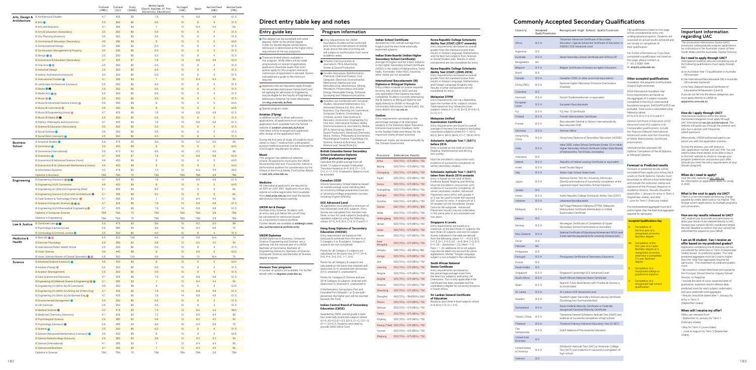| | | Finland (FMEC) | Ireland (TLC) | Italy (DHSSE) | Netherlands (Dutch Diploma of Pre-University Education) | Portugal (CSE) | Spain | Switzerland (MC) | Switzerland (FMC) |
|---|---|---|---|---|---|---|---|---|---|
| Arts, Design & Architecture | Architectural Studies | 4.7 | 435 | 86 | 7.8 | 14 | 8.8 | 4.8 | 61.5 |
| | Arts | 3.5 | 360 | 80 | 6.5 | 10 | 8 | 4 | 51.5 |
| | Arts and Business | 4.1 | 395 | 83 | 7 | 12 | 8.4 | 4.4 | 56 |
| | Arts/Education (Secondary) | 3.5 | 360 | 80 | 6.5 | 10 | 8 | 4 | 51.5 |
| | City Planning (Honours) | 3.5 | 360 | 80 | 6.5 | 10 | 8 | 4 | 51.5 |
| | Commerce/Education (Secondary) | 4.9 | 450 | 89 | 8 | 15 | 9 | 5 | 64.5 |
| | Computational Design | 3.5 | 360 | 80 | 6.5 | 10 | 8 | 4 | 51.5 |
| | Construction Management & Property | 3.5 | 360 | 80 | 6.5 | 10 | 8 | 4 | 51.5 |
| | Design | 3.5 | 360 | 80 | 6.5 | 10 | 8 | 4 | 51.5 |
| | Design/Education (Secondary) | 3.5 | 360 | 80 | 6.5 | 10 | 8 | 4 | 51.5 |
| | Economics/Education (Secondary) | 4.7 | 435 | 87 | 7.8 | 14 | 8.8 | 4.8 | 62.5 |
| | Fine Arts | 3.5 | 360 | 80 | 6.5 | 10 | 8 | 4 | 51.5 |
| | Industrial Design | 3.5 | 360 | 80 | 6.5 | 10 | 8 | 4 | 51.5 |
| | Interior Architecture (Honours) | 3.5 | 360 | 80 | 6.5 | 10 | 8 | 4 | 51.5 |
| | International Studies | 4.1 | 395 | 83 | 7 | 12 | 8.4 | 4.4 | 56 |
| | Landscape Architecture (Honours) | 3.5 | 360 | 80 | 6.5 | 10 | 8 | 4 | 51.5 |
| | Media | 3.5 | 360 | 80 | 6.5 | 10 | 8 | 4 | 51.5 |
| | Media Arts | 3.5 | 360 | 80 | 6.5 | 10 | 8 | 4 | 51.5 |
| | Music | 3.5 | 360 | 80 | 6.5 | 10 | 8 | 4 | 51.5 |
| | Music/Advanced Science (Honours) | 4.9 | 450 | 89 | 8 | 15 | 9 | 5 | 64.5 |
| | Music/Commerce | 4.9 | 450 | 89 | 8 | 15 | 9 | 5 | 64.5 |
| | Music/Engineering (Honours) | 4.7 | 435 | 86 | 7.8 | 14 | 8.8 | 4.8 | 61.5 |
| | Music/Media | 3.5 | 360 | 80 | 6.5 | 10 | 8 | 4 | 51.5 |
| | Politics, Philosophy and Economics | 4.7 | 425 | 86 | 7.8 | 14 | 8.8 | 4.8 | 61.5 |
| | Science/Education (Secondary) | 3.5 | 360 | 80 | 6.5 | 10 | 8 | 4 | 51.5 |
| | Social Science | 3.5 | 360 | 80 | 6.5 | 10 | 8 | 4 | 51.5 |
| | Social Work (Honours) | 3.5 | 360 | 80 | 6.5 | 10 | 8 | 4 | 51.5 |
| Business School | Actuarial Studies | 5.6 | 475 | 93 | 8.6 | 16 | 9.2 | 5.6 | 69 |
| | Commerce | 4.9 | 450 | 89 | 8 | 15 | 9 | 5 | 64.5 |
| | Commerce (International) | 5.6 | 470 | 92 | 8.6 | 16 | 9.2 | 5.6 | 68 |
| | Economics | 4.7 | 435 | 87 | 7.8 | 14 | 8.8 | 4.8 | 62.5 |
| | Economics/Advanced Science (Honours) | 4.9 | 450 | 89 | 8 | 15 | 9 | 5 | 64.5 |
| | Economics/B Sc (Advanced Mathematics) (Honours) | 4.9 | 450 | 89 | 8 | 15 | 9 | 5 | 64.5 |
| | Information Systems | 4.2 | 415 | 85 | 7.4 | 13 | 8.6 | 4.4 | 59.5 |
| | Diploma in Business | TBA | TBA | 70 | TBA | TBA | TBA | 3.8 | TBA |
| Engineering | Engineering (Honours) | 4.7 | 425 | 86 | 7.8 | 14 | 8.8 | 4.8 | 61.5 |
| | Engineering (H)/Commerce | 4.9 | 450 | 89 | 8 | 15 | 9 | 5 | 64.5 |
| | Engineering (H) (Elec)/M Engineering (Elec) | 5.1 | 455 | 89 | 8.2 | 15 | 9 | 5 | 66 |
| | Engineering (Honours) (Civil with Architecture) | 5.1 | 455 | 89 | 8.2 | 15 | 9 | 5 | 66 |
| | Food Science & Technology (Honours) | 4.1 | 395 | 83 | 7 | 12 | 8.4 | 4.4 | 56 |
| | Science (Computer Science) | 4.7 | 425 | 86 | 7.8 | 14 | 8.8 | 4.8 | 61.5 |
| | Engineering (H)/Computer Science | 4.7 | 425 | 86 | 7.8 | 14 | 8.8 | 4.8 | 61.5 |
| | Engineering (H)/M Biomedical Engineering | 4.7 | 425 | 86 | 7.8 | 14 | 8.8 | 4.8 | 61.5 |
| | Diploma in Computer Science | TBA | TBA | 70 | TBA | TBA | TBA | 3.8 | TBA |
| | Diploma in Engineering | TBA | TBA | 70 | TBA | TBA | TBA | 3.8 | TBA |
| Law & Justice | Combined Law | 5.6 | 475 | 93 | 8.6 | 16 | 9.2 | 5.6 | 69 |
| | Psychology (Honours)/Law | 5.6 | 468 | 94 | 8.6 | 16 | 9.4 | 5.8 | 70 |
| | Criminology & Criminal Justice | 3.5 | 360 | 80 | 6.5 | 10 | 8 | 4 | 51.5 |
| Medicine & Health | Med VII | 6.5 | 520 | 100 | 9.4 | 18 | 9.8 | N/A | 74 |
| | Exercise Physiology | 3.6 | 380 | 82 | 6.8 | 12 | 8.2 | 4.2 | 54 |
| | International Public Health Online | 3.5 | 360 | 80 | 6.5 | 10 | 8 | 4 | 51.5 |
| | Vision Science | 4.9 | 440 | 88 | 8 | 15 | 8.8 | 5 | 63.5 |
| | Vision Science/Master of Clinical Optometry | 6.8 | 560 | 100 | 9.6 | 19 | 10 | N/A | 76 |
| Science | Advanced Science (Honours) | 4.9 | 450 | 89 | 8 | 15 | 9 | 5 | 64.5 |
| | Aviation (Flying) | 3.5 | 360 | 80 | 6.5 | 10 | 8 | 4 | 51.5 |
| | Aviation (Management) | 3.5 | 360 | 80 | 6.5 | 10 | 8 | 4 | 51.5 |
| | Data Science and Decisions | 4.7 | 425 | 86 | 7.8 | 14 | 8.8 | 4.8 | 61.5 |
| | Engineering (H) (Materials Science & Engineering) | 4.1 | 395 | 83 | 7 | 12 | 8.4 | 4.4 | 56 |
| | Engineering (H) (Mtrls Sc)/B Engineering | 4.9 | 450 | 89 | 8 | 15 | 9 | 5 | 64.5 |
| | Engineering (H) (Mtrls Sc)/B Eng Sci (Chem Eng) | 4.7 | 425 | 86 | 7.8 | 14 | 8.8 | 4.8 | 61.5 |
| | Engineering (H) (Mtrls Sc)/M Biomed Eng | 4.7 | 425 | 86 | 7.8 | 14 | 8.8 | 4.8 | 61.5 |
| | Environmental Management | 3.5 | 360 | 80 | 6.5 | 10 | 8 | 4 | 51.5 |
| | Life Sciences | 3.5 | 360 | 80 | 6.5 | 10 | 8 | 4 | 51.5 |
| | Medical Science | 4.2 | 415 | 85 | 7.4 | 13 | 8.6 | 4.4 | 59.5 |
| | Medicinal Chemistry (Honours) | 4.1 | 405 | 84 | 7.2 | 12 | 8.6 | 4.4 | 58 |
| | Psychological Science | 3.6 | 380 | 82 | 6.8 | 12 | 8.2 | 4.2 | 54 |
| | Psychology (Honours) | 5.6 | 468 | 94 | 8.6 | 16 | 9.4 | 5.8 | 70 |
| | Science | 3.5 | 360 | 80 | 6.5 | 10 | 8 | 4 | 51.5 |
| | Science (Advanced Mathematics) (Honours) | 4.9 | 450 | 89 | 8 | 15 | 9 | 5 | 64.5 |
| | Science Biotechnology (Honours) | 3.6 | 380 | 82 | 6.8 | 12 | 8.2 | 4.2 | 54 |
| | Science (International) | 4.1 | 395 | 83 | 7 | 12 | 8.4 | 4.4 | 56 |
| | Science and Business | 4.1 | 395 | 83 | 7 | 12 | 8.4 | 4.4 | 56 |
| | Diploma in Science | TBA | TBA | 70 | TBA | TBA | TBA | 3.8 | TBA |

# Direct entry table key and notes

## Entry guide key

- This degree can be combined with other degrees. Refer to the UNSW Degree Finder for double degree combinations. Admission is determined at the higher entry requirement of the two programs.
- There are limited places available in this program. While offers will be made progressively on receipt of application, applicants should be aware that strict quotas apply for this program and early submission of application is advised. Scores indicated are a guide to the minimum required.
- Applicants who are required to apply through the Universities Admissions Centre (UAC) and are applying for admission to Engineering may be eligible for the Faculty of Engineering Admissions Scheme. For more information see eng.unsw.edu.au/feas
- Special program notes.

**Aviation (Flying)**
In addition to UAC or direct admission applications, all applicants must complete the application form available from the School website at aviation.unsw.edu.au/future. Interviews will be arranged with applicants after receipt of the application form.

During the first year of study, all students must obtain a Class 1 medical from a designated aviation medical examiner and be assessed for ICAO English requirement for pilots.

**Music**
This program has additional selection criteria. All applicants must pass the UNSW Musicianship test and, if successful, submit a performance audition for consideration by the School of the Arts & Media. Find further details at sam.arts.unsw.edu.au

**Medicine**
All international applicants are required to sit ISAT or UCAT ANZ. Applicants must also submit an online registration form available from med.unsw.edu.au and read the faculty admissions information carefully.

**UNSW Art & Design**
Portfolio Entry Scheme: Students with an entry rank just below the cut-off may be considered for admission based on a successful creative portfolio. Further details are available at artdesign.unsw.edu.au/international-portfolio-entry

**UNSW Diplomas**
UNSW Diplomas in Business, Computer Science, Engineering and Science are a pathway into the second year of a UNSW Bachelor of Commerce, Bachelor of Engineering (Honours), Bachelor of Science (Computer Science) and Bachelor of Science degree program.

**Honours Year programs**
A number of options are available. For further details refer to degrees.unsw.edu.au

## Program information

- Entry requirements for UNSW Foundation Studies will be confirmed prior to the commencement of UNSW study and at the time of printing are still subject to confirmation from some academic areas.
- Includes Communication & Journalism; PR & Advertising; Screen & Sound Production.
- Includes Aerospace, Bioinformatics, Chemical, Chemical Product, Civil, Computer, Electrical, Environmental, Mechanical, Mechanical and Manufacturing, Mechatronic, Mining, Petroleum, Photovoltaics and Solar Energy, Renewable Energy, Software, Surveying and Telecommunications.
- Includes Law combined with: Actuarial Studies; Advanced Mathematics (H); Advanced Science (H); Arts; Arts & Business; City Planning (H); Commerce; Computer Science; Criminology & Criminal Justice; Data Science & Decisions; Economics; Engineering (H); Fine Arts; International Studies; Media (Communication & Journalism), (PR & Advertising) & (Screen & Sound Production); Medicinal Chemistry; Music; Politics, Philosophy & Economics; Psychological Science; Psychology (H); Science; Science & Business; Social Science and Social Work (H).

**British Columbia Senior Secondary School Graduation Diploma (2004 graduation program)**
Calculate the grade average from all Grade 12 subjects except Graduation Transition based on A=4, B=3, C+=2.5, C=2, C-=1, F=0. Graduation Diploma must be awarded.

**Canadian OSSD**
Ontario Secondary School Diploma based on overall average score including best six university-stream preparation courses or university/college preparation courses, including English (ENG4U).

**GCE Advanced Level**
All applicants must present a minimum of two Advanced Level (A2) subjects. Entry Scores are calculated from the best two, three, or four A2 Level subjects (excluding repeated subjects) using the following values: A*=6, A=5, B=4, C=3, D=2 and E=1.

**Hong Kong Diploma of Secondary Education (HKDSE)**
Entry requirement are based on the total points achieved from the best 5 Category A or B subjects. Category C subjects are not considered.

Points for all Category A subjects are calculated on the basis that 5**=7, 5*=6, 5=5, 4=4, 3=3, 2=2, 1=1, U=0.

Points for all Category B subjects are calculated on the basis that attained with distinction (I)=4, attained with distinction (II)=3, attained=2, unattained=0.

Points for Category B Chinese and pre-2018 Category B subjects: attained with distinction=3, attained=2, unattained=0.

If Mathematics Compulsory Part and Extended Part (Module 1 or 2) are both presented, the higher part will be counted towards the Total.

**Indian Central Board of Secondary Education (CBSE)**
Awarded by CBSE, overall grade in best four externally examined subjects where A1=5, A2=4.5, B1=3.5, B2=3, C1=2, C2=1.5, D1=1, D2=0.5. Applicants also need to provide CBSE Admit Card.

**Indian Council Certificate**
Awarded by ICSE, overall average from English and the best three externally examined subjects.

**Indian State Boards (Indian Higher Secondary School Certificate)**
Average of English and the 3 best subjects in the Higher Secondary School Certificate (HSSC) in the states of Maharashtra, Tamil Nadu, Karnataka. India HSSC issued by other states are not accepted.

**International Baccalaureate (IB) Diploma or Bilingual Diploma**
Entry criteria is based on scores required for entry into UNSW in 2022 and are only applicable if the Diploma has been completed. Students currently attempting the IB Diploma or Bilingual Diploma can apply directly to UNSW or through the Universities Admissions Centre (UAC). For more details visit uac.edu.au

**Gaokao**
Entry requirements are based on the percentage average of all attempted subjects in the National Higher Education Entrance Examination (Gaokao). Refer to the Gaokao Table (see below) for the maximum marks of each province.

Maximum marks are reviewed annually by the Chinese Government.

| Province | Indicative Points |
|---|---|
| Anhui | 525 (70%) – 675 (90%) / 750 |
| Beijing | 525 (70%) – 675 (90%) / 750 |
| Chongqing | 525 (70%) – 675 (90%) / 750 |
| Fujian | 525 (70%) – 675 (90%) / 750 |
| Gansu | 525 (70%) – 675 (90%) / 750 |
| Guangdong | 525 (70%) – 675 (90%) / 750 |
| Guangxi | 525 (70%) – 675 (90%) / 750 |
| Guizhou | 525 (70%) – 675 (90%) / 750 |
| Hainan | 630 (70%) – 810 (90%) / 900 |
| Hebei | 525 (70%) – 675 (90%) / 750 |
| Heilongjiang | 525 (70%) – 675 (90%) / 750 |
| Henan | 525 (70%) – 675 (90%) / 750 |
| Hubei | 525 (70%) – 675 (90%) / 750 |
| Hunan | 525 (70%) – 675 (90%) / 750 |
| Inner Mongolia | 525 (70%) – 675 (90%) / 750 |
| Jiangsu | 336 (70%) – 432 (90%) / 480 |
| Jiangxi | 525 (70%) – 675 (90%) / 750 |
| Jilin | 525 (70%) – 675 (90%) / 750 |
| Liaoning | 525 (70%) – 675 (90%) / 750 |
| Ningxia | 525 (70%) – 675 (90%) / 750 |
| Qinghai | 525 (70%) – 675 (90%) / 750 |
| Shaanxi | 525 (70%) – 675 (90%) / 750 |
| Shandong | 525 (70%) – 675 (90%) / 750 |
| Shanghai | 462 (70%) – 594 (90%) / 660 |
| Shanxi | 525 (70%) – 675 (90%) / 750 |
| Sichuan | 525 (70%) – 675 (90%) / 750 |
| Tianjin | 525 (70%) – 675 (90%) / 750 |
| Xinjiang | 525 (70%) – 675 (90%) / 750 |
| Xizang (Tibet) | 525 (70%) – 675 (90%) / 750 |
| Yunnan | 525 (70%) – 675 (90%) / 750 |
| Zhejiang | 525 (70%) – 675 (90%) / 750 |

**Korea Republic College Scholastic Ability Test (CSAT) (2017 onwards)**
Entry requirements are based on overall grades from the standard scores from results in Korean Language, Mathematics and the best two subjects from Science or Social Studies area. Results in other components are not considered for entry.

**Korea Republic College Scholastic Ability Test (CSAT) (2005-2016)**
Entry requirements are based on overall grades from the standard scores from results in Korean Language, Mathematics and Foreign Language (English) only. Results in other components are not considered for entry.

**Malaysian STPM**
Entry requirements can vary depending upon the number of AL subjects chosen. Table based on four Advanced Level subjects where A=7, A-=6, B+=5, B=4, B-=3, C+=2, C=1.

**Malaysian Unified Examination Certificate**
Entry requirements are based on overall average of the best five subjects (excluding vocational subjects) where A1=1, A2=2, B3=3, B4=4, B5=5, B6=6, C7=7, C8=8, F9=9.

**Scholastic Aptitude Test 1 (SAT1) before 2016**
Entry is based on the total of Critical Reading, Mathematical and Writing test scores.

Must be provided in conjunction with evidence of successful completion of senior secondary studies.

**Scholastic Aptitude Test 1 (SAT1) taken from March 2016 onwards**
Entry is based on the total of Math, Evidence Based Reading and Writing. Must be provided in conjunction with evidence of successful completion of senior secondary studies. Advanced Placement tests (APs) with grades 4 or 5 can be used to lower the required SAT scores for entry. A maximum of 2 AP grades can be considered, except Calculus AB subgrade. Advanced Placement results may be undertaken in the same year or accumulated over two years.

**Singapore A Levels**
Entry requirements are based on a maximum of the best three H1 subjects; the best three H2 subjects and one H3 subject. Scores indicated in the table are derived from the following values: H1 – A=2.5, B=2, C=1.5, D=1, E=0.5; H2 – A=5, B=4, C=3, D=2, E=1; H3 – Distinction = 2.5, Merit = 1.5, Pass = 1. An additional H2 or H3 subject may also be taken into account for some applications. Mother Tongue Language subject is not included in the calculation.

**South African National Senior Certificate**
Entry requirements are based on the percentage average score from the best four subjects, excluding Life Orientation. This is only applicable if the Certificate has been awarded and the candidate is eligible for university entrance in South Africa.

**Sri Lankan General Certificate of Education**
Based on best three A-level subjects where A=4, B=3, C=2, S=1, F=0.

# Commonly Accepted Secondary Qualifications

| Country | Accepted Qualifications | Recognised High School Qualification |
|---|---|---|
| Africa | B D H | Tanzanian Advanced Certificate of Secondary Education, Uganda Advanced Certificate of Education or ZIMSEC GCE Advanced Level |
| Argentina | B D | |
| Australia | B D H | Senior Secondary School Certificate with ATAR or OP |
| Bangladesh | B H | |
| Belgium | B D H | Belgian Certificate of Access to Higher Education |
| Brazil | B D | |
| Canada | B D H | Canadian OSSD or other provincial equivalents |
| China (PRC) | B D H | National Higher Education Entrance Examination (Gaokao) |
| Colombia | B D | |
| Denmark | B D H | Danish Studentereksamen or equivalent |
| European Union | B D H | European Baccalaureate |
| Fiji | B D H | Fiji Year 13 Certificate |
| Finland | B D H | Finnish Matriculation Certificate |
| France | B D H | Baccalauréat Général or Option Internationale du Baccalauréat (OIB) |
| Germany | B D H | German Abitur |
| Hong Kong, China | B D H | Hong Kong Diploma of Secondary Education (HKDSE) |
| India | B D H | India CBSE, Indian School Certificate (Grade 12) or Indian Higher Secondary School Certificate (Indian State Boards of Maharashtra, Tamil Nadu, Karnataka) |
| Indonesia | B D | |
| Ireland | B D H | Republic of Ireland Leaving Certificate or equivalent |
| Israel | B D H | Israeli Teudat Bagrut |
| Italy | B D H | Italian High School State Exam |
| Japan | B D H | National Center Test for University Admission (Senta) and evidence of successful completion of the Japanese Upper Secondary School Diploma. |
| Jordan | B D | |
| Korea | B D H | Korea Republic College Scholastic Ability Test (CSAT) |
| Lebanon | B D H | Lebanese Baccalaureate |
| Malaysia | B D H | Sijil Tinggi Persekolahan Malaysia (STPM), Malaysian Matriculation Certificate (Matrikulasi) or Unified Examination Certificate |
| Mexico | B D | |
| Norway | B D H | Norwegian Certificate of Completion of Upper Secondary School Examination or equivalent |
| New Zealand | B D H | National Certificate of Educational Achievement NCEA Level 3 and meet the requirements for University Entrance (UE). |
| Oman | B D | |
| Pakistan | B H | |
| Philippines | B D | |
| Portugal | B D H | Portuguese Certificate of Secondary Education |
| Russia | B D | |
| Saudi Arabia | B D | |
| Singapore | B D H | Singapore-Cambridge GCE Advanced Level |
| South Africa | B D H | South African National Senior Certificate |
| Spain | B D H | Spanish Título Bachillerato with Prueba de Acceso a la Universidad |
| Sri Lanka | B D H | Sri Lankan GCE Advanced Level |
| Sweden | B D H | Swedish Upper Secondary School Leaving Certificate (Slutbetyg fran Gymnasieskolan) |
| Switzerland | B D H | Swiss Federal Maturity Certificate or Federally recognised Cantonal Maturity Certificate |
| Taiwan, China | B D H | Taiwanese General Scholastic Aptitude Test (GSAT) and evidence of successful completion of high school |
| Thailand | B D H | Thailand Ordinary National Education Test (O-NET) |
| The Netherlands | B D H | Dutch Diploma of Pre-University Education |
| United Arab Emirates | B D | |
| United States of America | B D H | Scholastic Aptitude Test (SAT) or American College Test (ACT) and evidence of successful completion of high school |
| Vietnam | B D | |

The qualifications listed on this page will be considered for entry into undergraduate programs. Students are assessed on actual results achieved and not simply on completion of their qualification.

For further information or if you have completed a qualification not listed on this page, please contact us:
T: +61 2 9385 1844
W: enquiry.unsw.edu.au

### Other accepted qualifications

*Foundation Year programs of all Australian Group of Eight universities.*

*NCUK International Foundation Year*
Entry requirements are based on the aggregate of 3 subject modules completed in the NCUK International foundation program, EAP/EAPPLUS/ICS are excluded. Total score is calculated using following values:
A*=6, A=5, B=4, C=3, D=2 and E=1.

*General Certificate of Education (GCE) Advanced Level (A2) subjects only:* Comparable qualifications include the Pearson Edexcel International Advanced Levels and the University of Malta Matriculation Certificate examination.

*International Baccalaureate (IB) Diploma:* Completion of the IB Diploma or Bilingual Diploma.

### Forecast or Predicted results

Forecast or predicted results will be considered from applicants sitting the A Levels or the IB Diploma. Results must be printed on official school letterhead and include the institution stamp and signature of the Principal, Registrar or Academic Director. Results should be dated after 1 January for entry in Term 3 (September intake) and after 1 June for Term 1 (February intake).

The total predicted aggregate must be 2 points higher than the total final aggregate required for admission.

### Accepted Qualifications Key

| | |
|---|---|
| B | Completion of the first year of a recognised university Bachelor degree |
| BA | Completion of the first year of a 4-year Bachelor degree at a recognised university, otherwise a completed 2-3 year Bachelor degree |
| D | Completion of a recognised college or polytechnic diploma |
| H | Completion of a recognised high school qualification |

## Important information regarding UAC

The Universities Admissions Centre (UAC) processes undergraduate program applications for institutions in the Australian states of New South Wales and the Australian Capital Territory.

### Do I need to apply through UAC?

International students who are completing one of the following qualifications must apply through UAC:

a) an Australian Year 12 qualification in Australia OR overseas

b) the International Baccalaureate (IB) in Australia OR overseas

c) the New Zealand National Certificate of Educational Achievement (Level 3).

If you do not fall into the above categories, you must apply directly to UNSW at applyonline.unsw.edu.au

### How do I apply through UAC?

International students within the above mentioned categories must apply through UAC International uac.edu.au/international. The website will guide you through the process and also has a section with frequently asked questions.

Alternatively, UNSW-authorised agents can assist you with the application process.

During the process, you will receive a UAC application number and UAC PIN. You will need to keep these details to be able to log in to the UAC website to check or change your program preferences and access your offer (should you meet the entry requirements of your chosen program).

### When do I need to apply?

Visit the UAC website at uac.edu.au for information on application dates for study in 2023.

### What is the cost to apply via UAC?

There is a non-refundable processing charge payable by credit, debit card or via PayPal. This charge covers applications to multiple programs and universities.

### How are my results released to UAC?

UAC requires you to provide your permission to allow your results to be released directly to UAC. Contact your school's IB/HSC coordinator before the UAC deadline to confirm that your school has submitted this request on your behalf.

### I am an IB student. Can I receive an offer based on my predicted grades?

Applicants completing the IB Diploma can be considered for admission in Term 3 (September intake) based on predicted grades. The total predicted aggregate must be 2 points higher than the total final aggregate required for admission. The statement of predicted grades must:

- Be issued on school letterhead and signed by the Principal, School Director, Deputy School Director, or Registrar
- Include the date of issue, expected date of graduation, expected results release date, predicted mark for each subject undertaken, and your predicted total aggregate
- Results should be dated after 1 January for entry in Term 3 (September intake).

### When will I receive my offer?

Offers are released from:

- September to January for Term 1 (February intake)
- May for Term 2 (June intake)
- June to August for Term 3 (September intake)